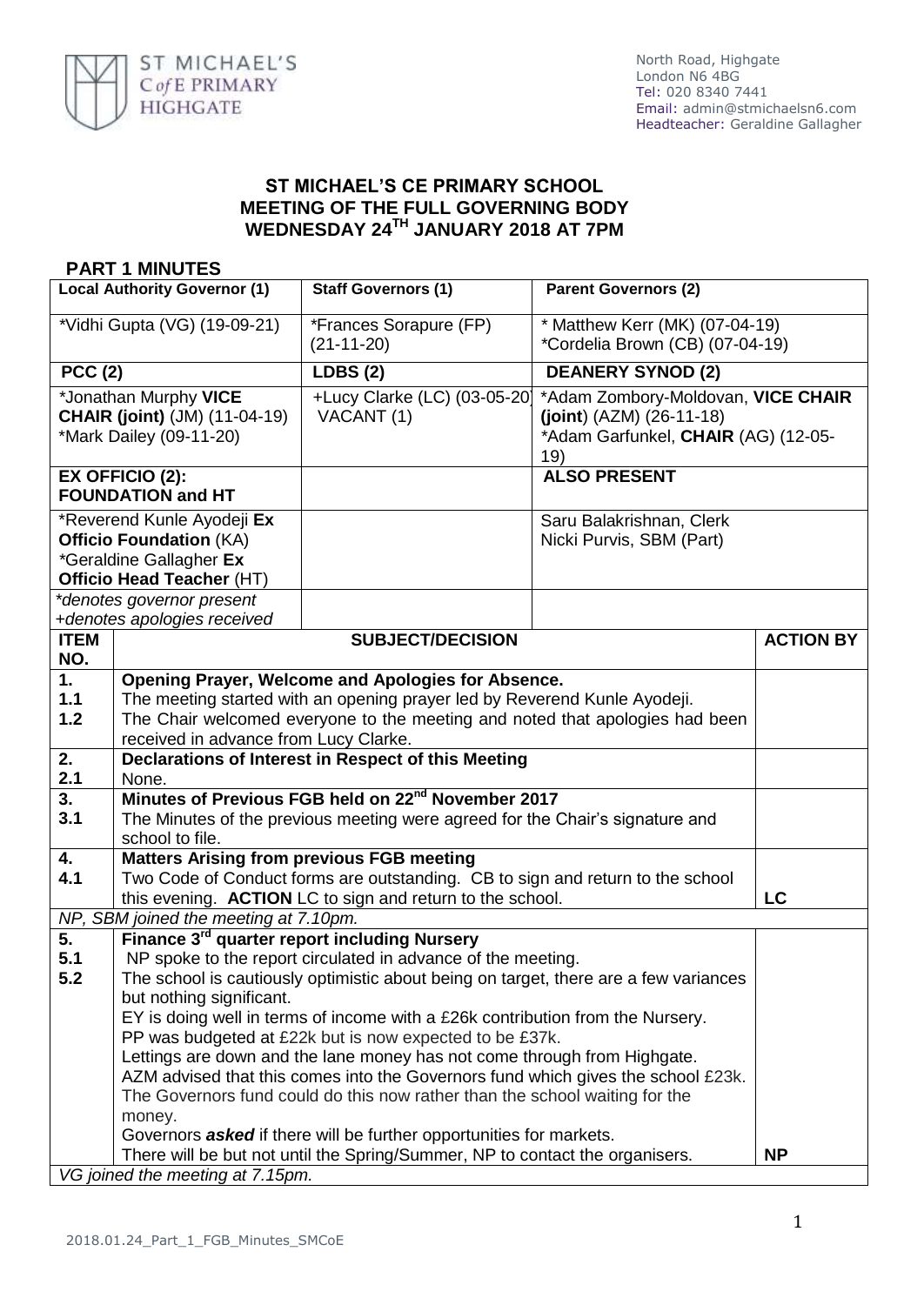ST MICHAEL'S C of E PRIMARY HIGHGATE

North Road, Highgate
London N6 4BG
Tel: 020 8340 7441
Email: admin@stmichaelsn6.com
Headteacher: Geraldine Gallagher

# ST MICHAEL'S CE PRIMARY SCHOOL
# MEETING OF THE FULL GOVERNING BODY
# WEDNESDAY 24TH JANUARY 2018 AT 7PM

## PART 1 MINUTES

| Local Authority Governor (1) | Staff Governors (1) | Parent Governors (2) |
|---|---|---|
| *Vidhi Gupta (VG) (19-09-21) | *Frances Sorapure (FP) (21-11-20) | * Matthew Kerr (MK) (07-04-19)<br>*Cordelia Brown (CB) (07-04-19) |
| **PCC (2)** | **LDBS (2)** | **DEANERY SYNOD (2)** |
| *Jonathan Murphy **VICE CHAIR (joint)** (JM) (11-04-19)<br>*Mark Dailey (09-11-20) | +Lucy Clarke (LC) (03-05-20)<br>VACANT (1) | *Adam Zombory-Moldovan, **VICE CHAIR (joint)** (AZM) (26-11-18)<br>*Adam Garfunkel, **CHAIR** (AG) (12-05-19) |
| **EX OFFICIO (2): FOUNDATION and HT** | | **ALSO PRESENT** |
| *Reverend Kunle Ayodeji **Ex Officio Foundation** (KA)<br>*Geraldine Gallagher **Ex Officio Head Teacher** (HT) | | Saru Balakrishnan, Clerk<br>Nicki Purvis, SBM (Part) |
| *\*denotes governor present*<br>*+denotes apologies received* | | |

| ITEM NO. | SUBJECT/DECISION | ACTION BY |
|---|---|---|
| **1.** | **Opening Prayer, Welcome and Apologies for Absence.** | |
| 1.1 | The meeting started with an opening prayer led by Reverend Kunle Ayodeji. | |
| 1.2 | The Chair welcomed everyone to the meeting and noted that apologies had been received in advance from Lucy Clarke. | |
| **2.** | **Declarations of Interest in Respect of this Meeting** | |
| 2.1 | None. | |
| **3.** | **Minutes of Previous FGB held on 22nd November 2017** | |
| 3.1 | The Minutes of the previous meeting were agreed for the Chair's signature and school to file. | |
| **4.** | **Matters Arising from previous FGB meeting** | |
| 4.1 | Two Code of Conduct forms are outstanding. CB to sign and return to the school this evening. **ACTION** LC to sign and return to the school. | **LC** |
| | *NP, SBM joined the meeting at 7.10pm.* | |
| **5.** | **Finance 3rd quarter report including Nursery** | |
| 5.1 | NP spoke to the report circulated in advance of the meeting. | |
| 5.2 | The school is cautiously optimistic about being on target, there are a few variances but nothing significant.<br>EY is doing well in terms of income with a £26k contribution from the Nursery.<br>PP was budgeted at £22k but is now expected to be £37k.<br>Lettings are down and the lane money has not come through from Highgate.<br>AZM advised that this comes into the Governors fund which gives the school £23k. The Governors fund could do this now rather than the school waiting for the money.<br>Governors ***asked*** if there will be further opportunities for markets.<br>There will be but not until the Spring/Summer, NP to contact the organisers. | **NP** |
| | *VG joined the meeting at 7.15pm.* | |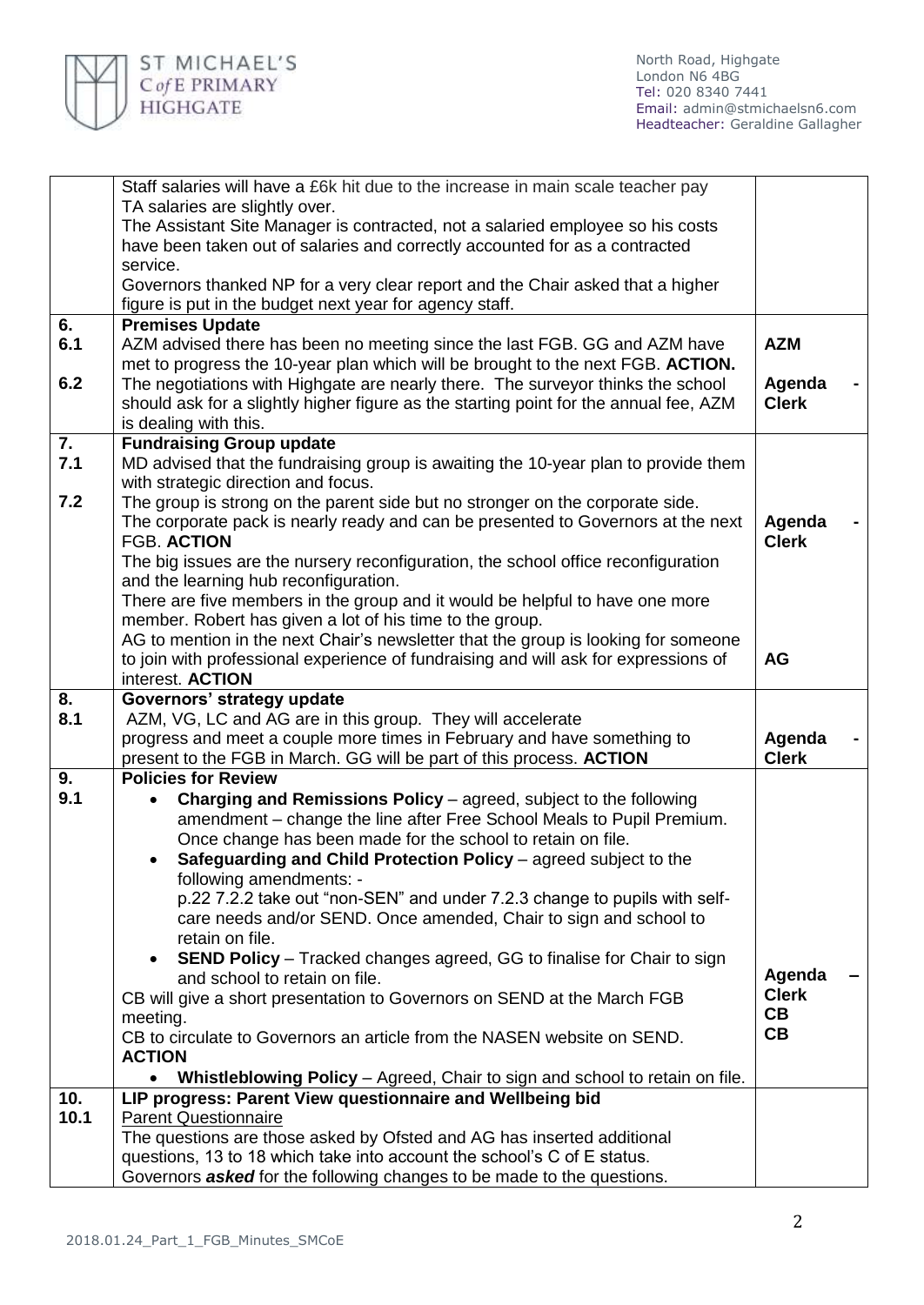| | | |
|---|---|---|
| | Staff salaries will have a £6k hit due to the increase in main scale teacher pay<br>TA salaries are slightly over.<br>The Assistant Site Manager is contracted, not a salaried employee so his costs have been taken out of salaries and correctly accounted for as a contracted service.<br>Governors thanked NP for a very clear report and the Chair asked that a higher figure is put in the budget next year for agency staff. | |
| **6.** | **Premises Update** | |
| 6.1 | AZM advised there has been no meeting since the last FGB. GG and AZM have met to progress the 10-year plan which will be brought to the next FGB. **ACTION.** | **AZM** |
| 6.2 | The negotiations with Highgate are nearly there. The surveyor thinks the school should ask for a slightly higher figure as the starting point for the annual fee, AZM is dealing with this. | **Agenda - Clerk** |
| **7.** | **Fundraising Group update** | |
| 7.1 | MD advised that the fundraising group is awaiting the 10-year plan to provide them with strategic direction and focus. | |
| 7.2 | The group is strong on the parent side but no stronger on the corporate side.<br>The corporate pack is nearly ready and can be presented to Governors at the next FGB. **ACTION**<br>The big issues are the nursery reconfiguration, the school office reconfiguration and the learning hub reconfiguration.<br>There are five members in the group and it would be helpful to have one more member. Robert has given a lot of his time to the group.<br>AG to mention in the next Chair's newsletter that the group is looking for someone to join with professional experience of fundraising and will ask for expressions of interest. **ACTION** | **Agenda - Clerk**<br><br>**AG** |
| **8.** | **Governors' strategy update** | |
| 8.1 | AZM, VG, LC and AG are in this group. They will accelerate progress and meet a couple more times in February and have something to present to the FGB in March. GG will be part of this process. **ACTION** | **Agenda - Clerk** |
| **9.** | **Policies for Review** | |
| 9.1 | • **Charging and Remissions Policy** – agreed, subject to the following amendment – change the line after Free School Meals to Pupil Premium. Once change has been made for the school to retain on file.<br>• **Safeguarding and Child Protection Policy** – agreed subject to the following amendments: - p.22 7.2.2 take out "non-SEN" and under 7.2.3 change to pupils with self-care needs and/or SEND. Once amended, Chair to sign and school to retain on file.<br>• **SEND Policy** – Tracked changes agreed, GG to finalise for Chair to sign and school to retain on file.<br>CB will give a short presentation to Governors on SEND at the March FGB meeting.<br>CB to circulate to Governors an article from the NASEN website on SEND. **ACTION**<br>• **Whistleblowing Policy** – Agreed, Chair to sign and school to retain on file. | **Agenda – Clerk**<br>**CB**<br>**CB** |
| **10.** | **LIP progress: Parent View questionnaire and Wellbeing bid** | |
| 10.1 | Parent Questionnaire<br>The questions are those asked by Ofsted and AG has inserted additional questions, 13 to 18 which take into account the school's C of E status.<br>Governors ***asked*** for the following changes to be made to the questions. | |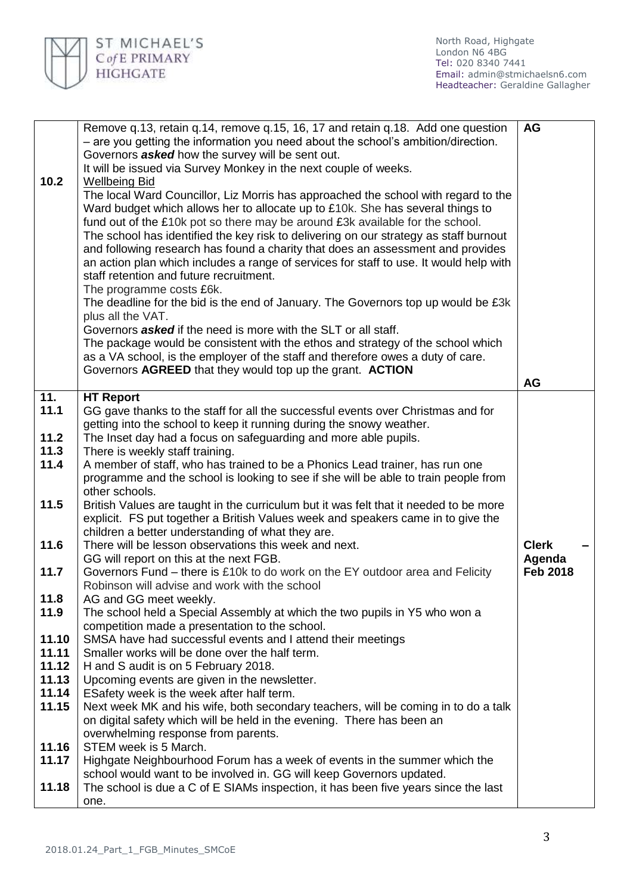| | | |
|---|---|---|
| | Remove q.13, retain q.14, remove q.15, 16, 17 and retain q.18. Add one question – are you getting the information you need about the school's ambition/direction.<br>Governors ***asked*** how the survey will be sent out.<br>It will be issued via Survey Monkey in the next couple of weeks. | **AG** |
| **10.2** | <u>Wellbeing Bid</u><br>The local Ward Councillor, Liz Morris has approached the school with regard to the Ward budget which allows her to allocate up to £10k. She has several things to fund out of the £10k pot so there may be around £3k available for the school.<br>The school has identified the key risk to delivering on our strategy as staff burnout and following research has found a charity that does an assessment and provides an action plan which includes a range of services for staff to use. It would help with staff retention and future recruitment.<br>The programme costs £6k.<br>The deadline for the bid is the end of January. The Governors top up would be £3k plus all the VAT.<br>Governors ***asked*** if the need is more with the SLT or all staff.<br>The package would be consistent with the ethos and strategy of the school which as a VA school, is the employer of the staff and therefore owes a duty of care.<br>Governors **AGREED** that they would top up the grant. **ACTION** | **AG** |
| **11.** | **HT Report** | |
| **11.1** | GG gave thanks to the staff for all the successful events over Christmas and for getting into the school to keep it running during the snowy weather. | |
| **11.2** | The Inset day had a focus on safeguarding and more able pupils. | |
| **11.3** | There is weekly staff training. | |
| **11.4** | A member of staff, who has trained to be a Phonics Lead trainer, has run one programme and the school is looking to see if she will be able to train people from other schools. | |
| **11.5** | British Values are taught in the curriculum but it was felt that it needed to be more explicit. FS put together a British Values week and speakers came in to give the children a better understanding of what they are. | |
| **11.6** | There will be lesson observations this week and next.<br>GG will report on this at the next FGB. | **Clerk – Agenda Feb 2018** |
| **11.7** | Governors Fund – there is £10k to do work on the EY outdoor area and Felicity Robinson will advise and work with the school | |
| **11.8** | AG and GG meet weekly. | |
| **11.9** | The school held a Special Assembly at which the two pupils in Y5 who won a competition made a presentation to the school. | |
| **11.10** | SMSA have had successful events and I attend their meetings | |
| **11.11** | Smaller works will be done over the half term. | |
| **11.12** | H and S audit is on 5 February 2018. | |
| **11.13** | Upcoming events are given in the newsletter. | |
| **11.14** | ESafety week is the week after half term. | |
| **11.15** | Next week MK and his wife, both secondary teachers, will be coming in to do a talk on digital safety which will be held in the evening. There has been an overwhelming response from parents. | |
| **11.16** | STEM week is 5 March. | |
| **11.17** | Highgate Neighbourhood Forum has a week of events in the summer which the school would want to be involved in. GG will keep Governors updated. | |
| **11.18** | The school is due a C of E SIAMs inspection, it has been five years since the last one. | |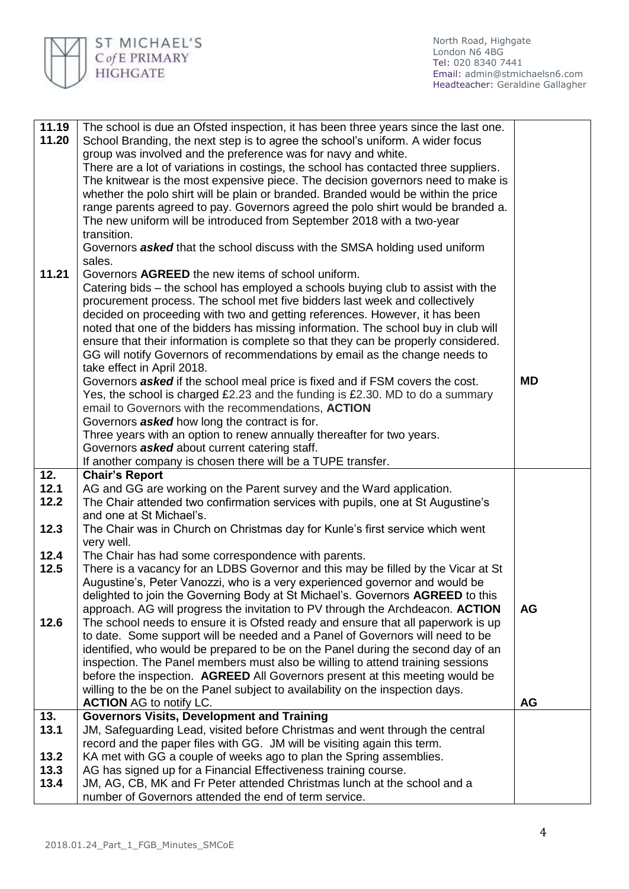| | | |
|---|---|---|
| **11.19** | The school is due an Ofsted inspection, it has been three years since the last one. | |
| **11.20** | School Branding, the next step is to agree the school's uniform. A wider focus group was involved and the preference was for navy and white.<br>There are a lot of variations in costings, the school has contacted three suppliers. The knitwear is the most expensive piece. The decision governors need to make is whether the polo shirt will be plain or branded. Branded would be within the price range parents agreed to pay. Governors agreed the polo shirt would be branded a. The new uniform will be introduced from September 2018 with a two-year transition.<br>Governors ***asked*** that the school discuss with the SMSA holding used uniform sales. | |
| **11.21** | Governors **AGREED** the new items of school uniform.<br>Catering bids – the school has employed a schools buying club to assist with the procurement process. The school met five bidders last week and collectively decided on proceeding with two and getting references. However, it has been noted that one of the bidders has missing information. The school buy in club will ensure that their information is complete so that they can be properly considered. GG will notify Governors of recommendations by email as the change needs to take effect in April 2018.<br>Governors ***asked*** if the school meal price is fixed and if FSM covers the cost. Yes, the school is charged £2.23 and the funding is £2.30. MD to do a summary email to Governors with the recommendations, **ACTION**<br>Governors ***asked*** how long the contract is for.<br>Three years with an option to renew annually thereafter for two years.<br>Governors ***asked*** about current catering staff.<br>If another company is chosen there will be a TUPE transfer. | **MD** |
| **12.** | **Chair's Report** | |
| **12.1** | AG and GG are working on the Parent survey and the Ward application. | |
| **12.2** | The Chair attended two confirmation services with pupils, one at St Augustine's and one at St Michael's. | |
| **12.3** | The Chair was in Church on Christmas day for Kunle's first service which went very well. | |
| **12.4** | The Chair has had some correspondence with parents. | |
| **12.5** | There is a vacancy for an LDBS Governor and this may be filled by the Vicar at St Augustine's, Peter Vanozzi, who is a very experienced governor and would be delighted to join the Governing Body at St Michael's. Governors **AGREED** to this approach. AG will progress the invitation to PV through the Archdeacon. **ACTION** | **AG** |
| **12.6** | The school needs to ensure it is Ofsted ready and ensure that all paperwork is up to date. Some support will be needed and a Panel of Governors will need to be identified, who would be prepared to be on the Panel during the second day of an inspection. The Panel members must also be willing to attend training sessions before the inspection. **AGREED** All Governors present at this meeting would be willing to the be on the Panel subject to availability on the inspection days. **ACTION** AG to notify LC. | **AG** |
| **13.** | **Governors Visits, Development and Training** | |
| **13.1** | JM, Safeguarding Lead, visited before Christmas and went through the central record and the paper files with GG. JM will be visiting again this term. | |
| **13.2** | KA met with GG a couple of weeks ago to plan the Spring assemblies. | |
| **13.3** | AG has signed up for a Financial Effectiveness training course. | |
| **13.4** | JM, AG, CB, MK and Fr Peter attended Christmas lunch at the school and a number of Governors attended the end of term service. | |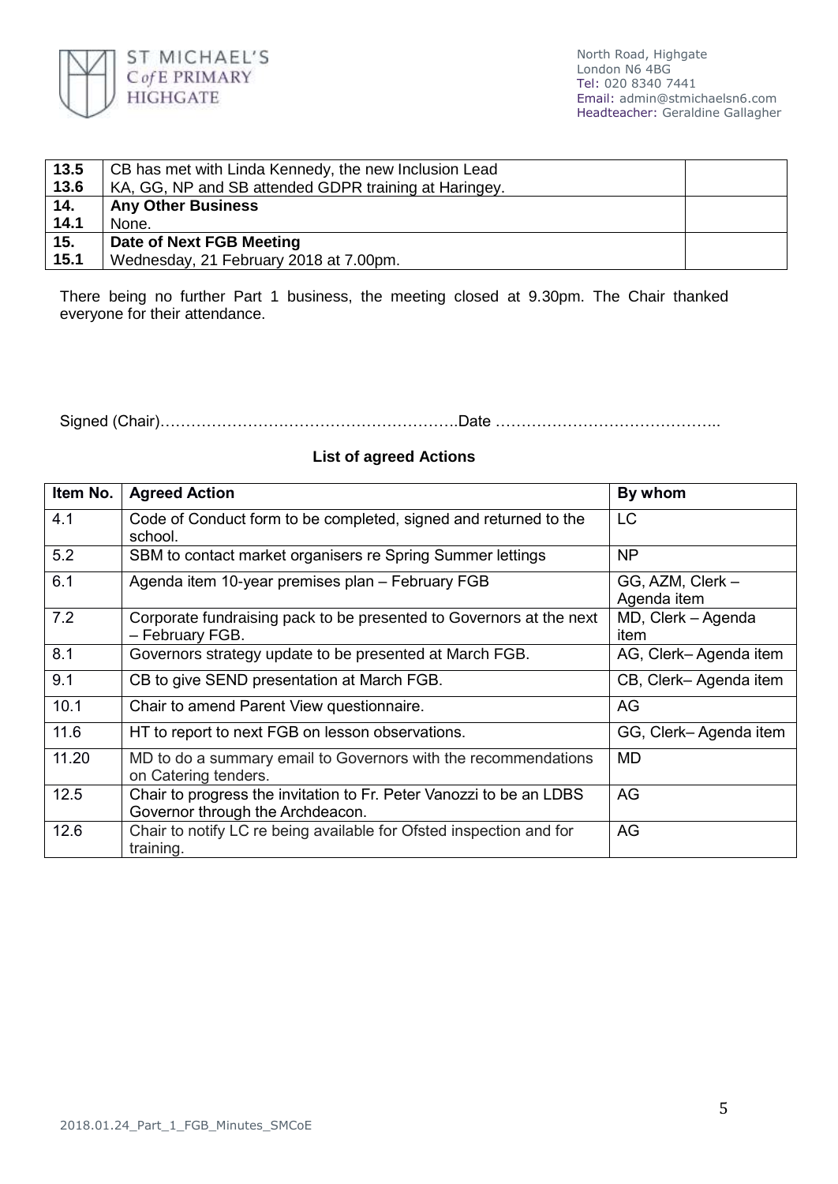| | | |
|---|---|---|
| **13.5** | CB has met with Linda Kennedy, the new Inclusion Lead | |
| **13.6** | KA, GG, NP and SB attended GDPR training at Haringey. | |
| **14.** | **Any Other Business** | |
| **14.1** | None. | |
| **15.** | **Date of Next FGB Meeting** | |
| **15.1** | Wednesday, 21 February 2018 at 7.00pm. | |

There being no further Part 1 business, the meeting closed at 9.30pm. The Chair thanked everyone for their attendance.

Signed (Chair)………………………………………………….Date ……………………………………..

**List of agreed Actions**

| Item No. | Agreed Action | By whom |
|---|---|---|
| 4.1 | Code of Conduct form to be completed, signed and returned to the school. | LC |
| 5.2 | SBM to contact market organisers re Spring Summer lettings | NP |
| 6.1 | Agenda item 10-year premises plan – February FGB | GG, AZM, Clerk – Agenda item |
| 7.2 | Corporate fundraising pack to be presented to Governors at the next – February FGB. | MD, Clerk – Agenda item |
| 8.1 | Governors strategy update to be presented at March FGB. | AG, Clerk– Agenda item |
| 9.1 | CB to give SEND presentation at March FGB. | CB, Clerk– Agenda item |
| 10.1 | Chair to amend Parent View questionnaire. | AG |
| 11.6 | HT to report to next FGB on lesson observations. | GG, Clerk– Agenda item |
| 11.20 | MD to do a summary email to Governors with the recommendations on Catering tenders. | MD |
| 12.5 | Chair to progress the invitation to Fr. Peter Vanozzi to be an LDBS Governor through the Archdeacon. | AG |
| 12.6 | Chair to notify LC re being available for Ofsted inspection and for training. | AG |